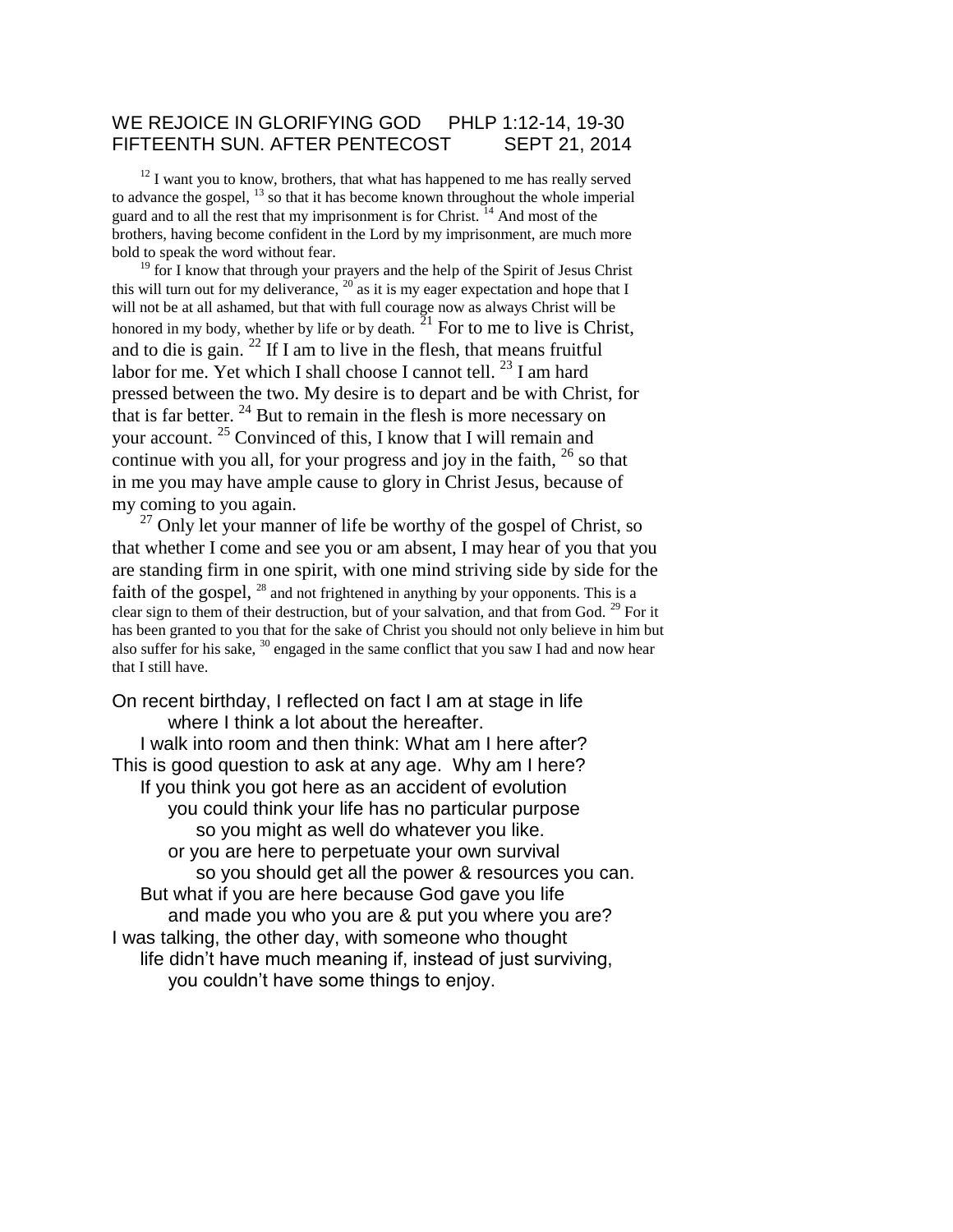# WE REJOICE IN GLORIFYING GOD PHLP 1:12-14, 19-30
## FIFTEENTH SUN. AFTER PENTECOST SEPT 21, 2014

[12] I want you to know, brothers, that what has happened to me has really served to advance the gospel, [13] so that it has become known throughout the whole imperial guard and to all the rest that my imprisonment is for Christ. [14] And most of the brothers, having become confident in the Lord by my imprisonment, are much more bold to speak the word without fear.

[19] for I know that through your prayers and the help of the Spirit of Jesus Christ this will turn out for my deliverance, [20] as it is my eager expectation and hope that I will not be at all ashamed, but that with full courage now as always Christ will be honored in my body, whether by life or by death. [21] For to me to live is Christ, and to die is gain. [22] If I am to live in the flesh, that means fruitful labor for me. Yet which I shall choose I cannot tell. [23] I am hard pressed between the two. My desire is to depart and be with Christ, for that is far better. [24] But to remain in the flesh is more necessary on your account. [25] Convinced of this, I know that I will remain and continue with you all, for your progress and joy in the faith, [26] so that in me you may have ample cause to glory in Christ Jesus, because of my coming to you again.

[27] Only let your manner of life be worthy of the gospel of Christ, so that whether I come and see you or am absent, I may hear of you that you are standing firm in one spirit, with one mind striving side by side for the faith of the gospel, [28] and not frightened in anything by your opponents. This is a clear sign to them of their destruction, but of your salvation, and that from God. [29] For it has been granted to you that for the sake of Christ you should not only believe in him but also suffer for his sake, [30] engaged in the same conflict that you saw I had and now hear that I still have.

On recent birthday, I reflected on fact I am at stage in life
where I think a lot about the hereafter.
I walk into room and then think: What am I here after?
This is good question to ask at any age. Why am I here?
If you think you got here as an accident of evolution
you could think your life has no particular purpose
so you might as well do whatever you like.
or you are here to perpetuate your own survival
so you should get all the power & resources you can.
But what if you are here because God gave you life
and made you who you are & put you where you are?
I was talking, the other day, with someone who thought
life didn't have much meaning if, instead of just surviving,
you couldn't have some things to enjoy.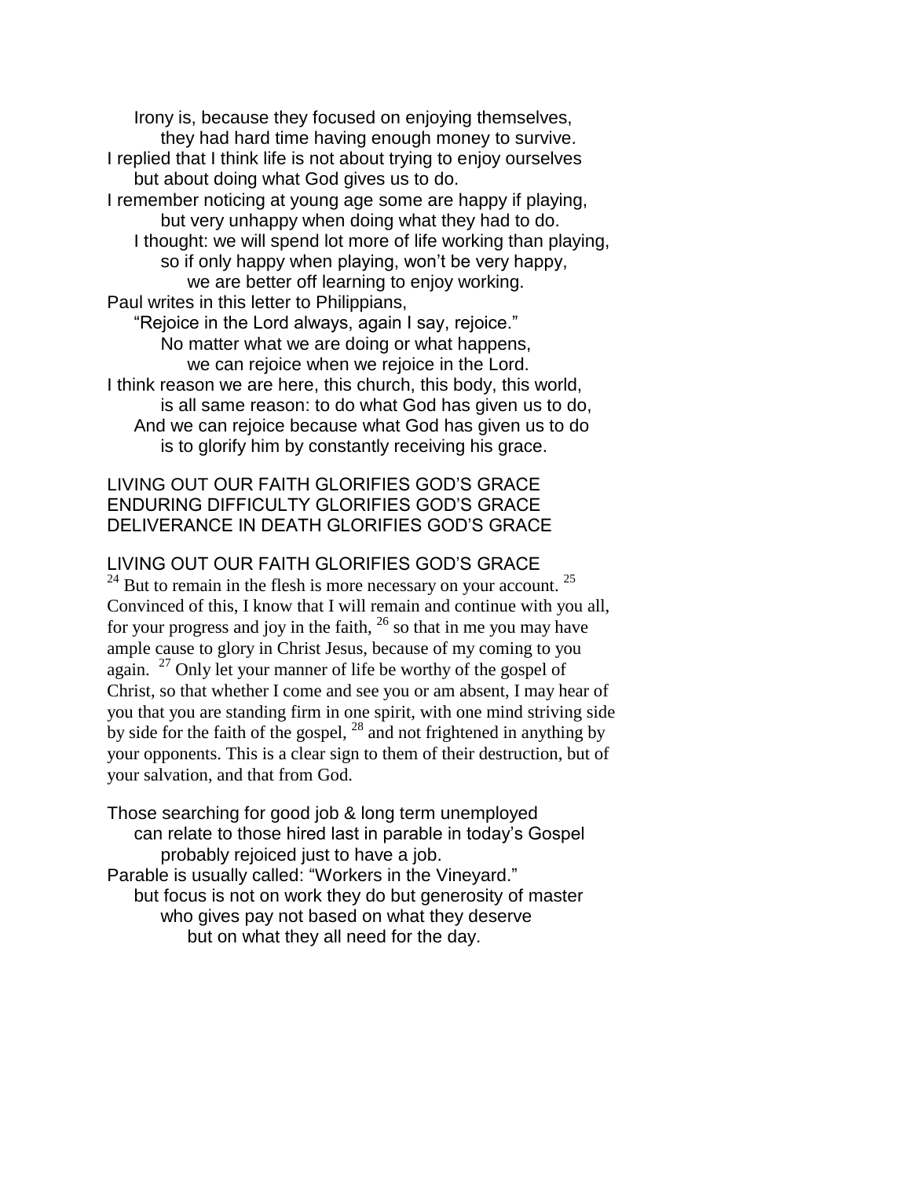Irony is, because they focused on enjoying themselves,
they had hard time having enough money to survive.
I replied that I think life is not about trying to enjoy ourselves
but about doing what God gives us to do.
I remember noticing at young age some are happy if playing,
but very unhappy when doing what they had to do.
I thought: we will spend lot more of life working than playing,
so if only happy when playing, won't be very happy,
we are better off learning to enjoy working.
Paul writes in this letter to Philippians,
"Rejoice in the Lord always, again I say, rejoice."
No matter what we are doing or what happens,
we can rejoice when we rejoice in the Lord.
I think reason we are here, this church, this body, this world,
is all same reason: to do what God has given us to do,
And we can rejoice because what God has given us to do
is to glorify him by constantly receiving his grace.

LIVING OUT OUR FAITH GLORIFIES GOD'S GRACE
ENDURING DIFFICULTY GLORIFIES GOD'S GRACE
DELIVERANCE IN DEATH GLORIFIES GOD'S GRACE

LIVING OUT OUR FAITH GLORIFIES GOD'S GRACE

[24] But to remain in the flesh is more necessary on your account. [25] Convinced of this, I know that I will remain and continue with you all, for your progress and joy in the faith, [26] so that in me you may have ample cause to glory in Christ Jesus, because of my coming to you again. [27] Only let your manner of life be worthy of the gospel of Christ, so that whether I come and see you or am absent, I may hear of you that you are standing firm in one spirit, with one mind striving side by side for the faith of the gospel, [28] and not frightened in anything by your opponents. This is a clear sign to them of their destruction, but of your salvation, and that from God.

Those searching for good job & long term unemployed
can relate to those hired last in parable in today's Gospel
probably rejoiced just to have a job.
Parable is usually called: "Workers in the Vineyard."
but focus is not on work they do but generosity of master
who gives pay not based on what they deserve
but on what they all need for the day.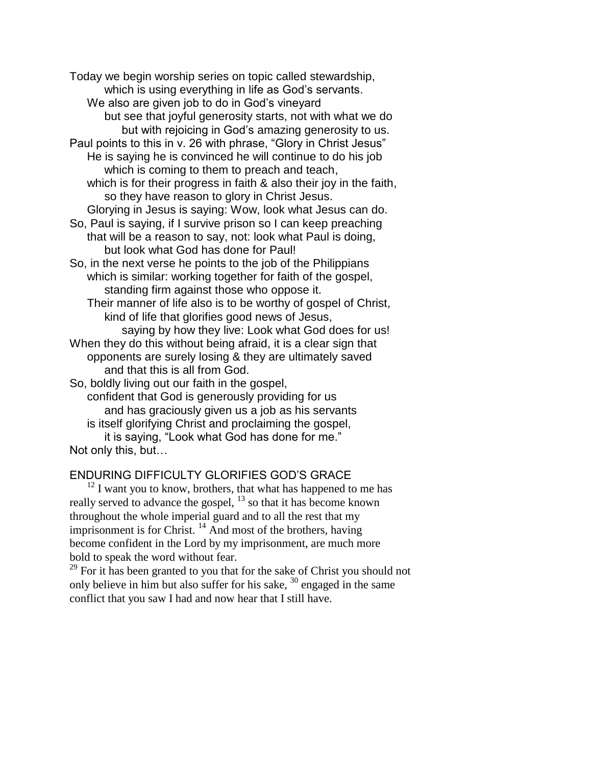Today we begin worship series on topic called stewardship,
which is using everything in life as God's servants.
We also are given job to do in God's vineyard
but see that joyful generosity starts, not with what we do
but with rejoicing in God's amazing generosity to us.
Paul points to this in v. 26 with phrase, "Glory in Christ Jesus"
He is saying he is convinced he will continue to do his job
which is coming to them to preach and teach,
which is for their progress in faith & also their joy in the faith,
so they have reason to glory in Christ Jesus.
Glorying in Jesus is saying: Wow, look what Jesus can do.
So, Paul is saying, if I survive prison so I can keep preaching
that will be a reason to say, not: look what Paul is doing,
but look what God has done for Paul!
So, in the next verse he points to the job of the Philippians
which is similar: working together for faith of the gospel,
standing firm against those who oppose it.
Their manner of life also is to be worthy of gospel of Christ,
kind of life that glorifies good news of Jesus,
saying by how they live: Look what God does for us!
When they do this without being afraid, it is a clear sign that
opponents are surely losing & they are ultimately saved
and that this is all from God.
So, boldly living out our faith in the gospel,
confident that God is generously providing for us
and has graciously given us a job as his servants
is itself glorifying Christ and proclaiming the gospel,
it is saying, "Look what God has done for me."
Not only this, but…

## ENDURING DIFFICULTY GLORIFIES GOD'S GRACE

[12] I want you to know, brothers, that what has happened to me has really served to advance the gospel, [13] so that it has become known throughout the whole imperial guard and to all the rest that my imprisonment is for Christ. [14] And most of the brothers, having become confident in the Lord by my imprisonment, are much more bold to speak the word without fear.

[29] For it has been granted to you that for the sake of Christ you should not only believe in him but also suffer for his sake, [30] engaged in the same conflict that you saw I had and now hear that I still have.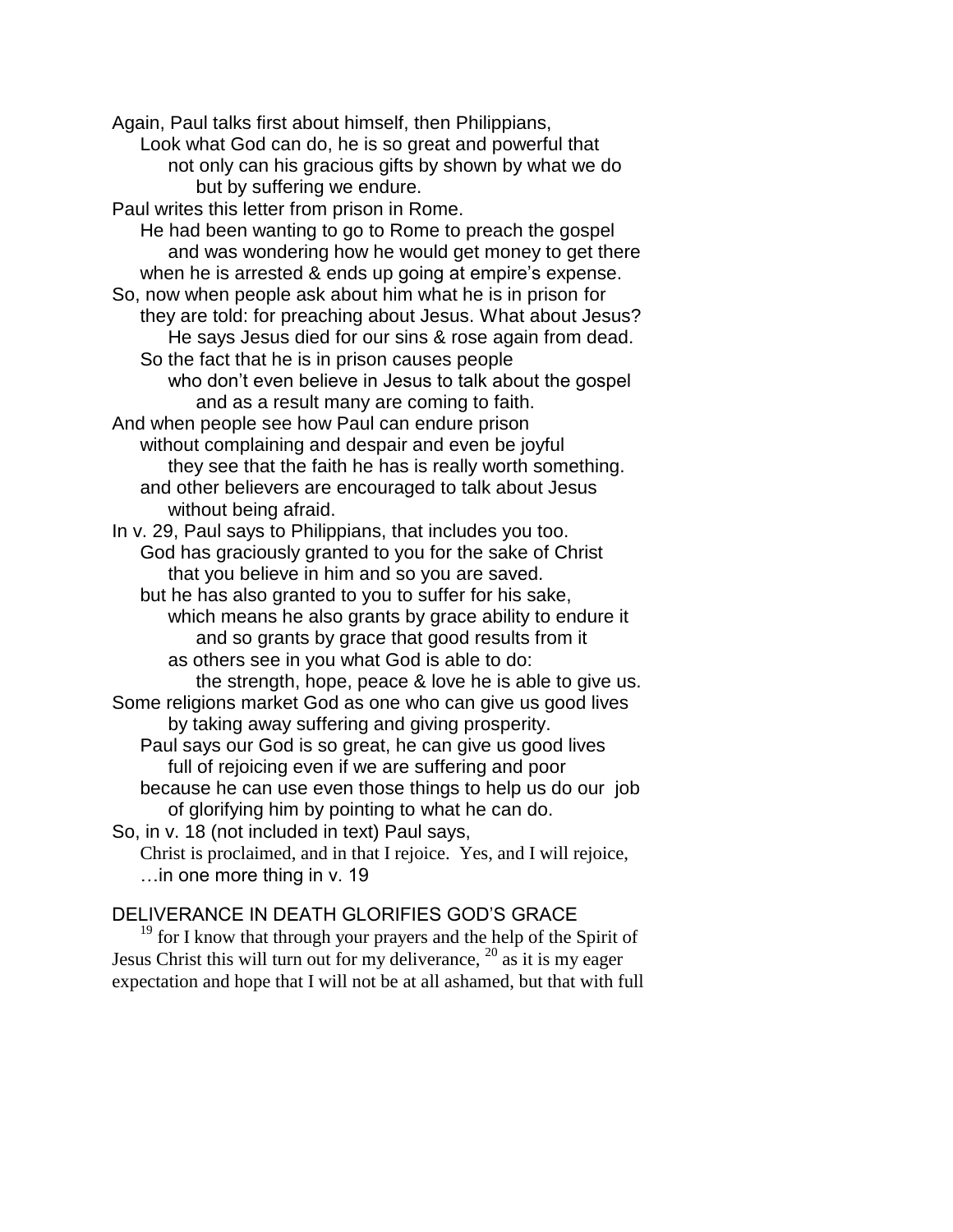Again, Paul talks first about himself, then Philippians,
Look what God can do, he is so great and powerful that
not only can his gracious gifts by shown by what we do
but by suffering we endure.

Paul writes this letter from prison in Rome.
He had been wanting to go to Rome to preach the gospel
and was wondering how he would get money to get there
when he is arrested & ends up going at empire's expense.

So, now when people ask about him what he is in prison for
they are told: for preaching about Jesus. What about Jesus?
He says Jesus died for our sins & rose again from dead.
So the fact that he is in prison causes people
who don't even believe in Jesus to talk about the gospel
and as a result many are coming to faith.

And when people see how Paul can endure prison
without complaining and despair and even be joyful
they see that the faith he has is really worth something.
and other believers are encouraged to talk about Jesus
without being afraid.

In v. 29, Paul says to Philippians, that includes you too.
God has graciously granted to you for the sake of Christ
that you believe in him and so you are saved.
but he has also granted to you to suffer for his sake,
which means he also grants by grace ability to endure it
and so grants by grace that good results from it
as others see in you what God is able to do:
the strength, hope, peace & love he is able to give us.

Some religions market God as one who can give us good lives
by taking away suffering and giving prosperity.
Paul says our God is so great, he can give us good lives
full of rejoicing even if we are suffering and poor
because he can use even those things to help us do our job
of glorifying him by pointing to what he can do.

So, in v. 18 (not included in text) Paul says,
Christ is proclaimed, and in that I rejoice. Yes, and I will rejoice,
…in one more thing in v. 19

DELIVERANCE IN DEATH GLORIFIES GOD'S GRACE

[19] for I know that through your prayers and the help of the Spirit of Jesus Christ this will turn out for my deliverance, [20] as it is my eager expectation and hope that I will not be at all ashamed, but that with full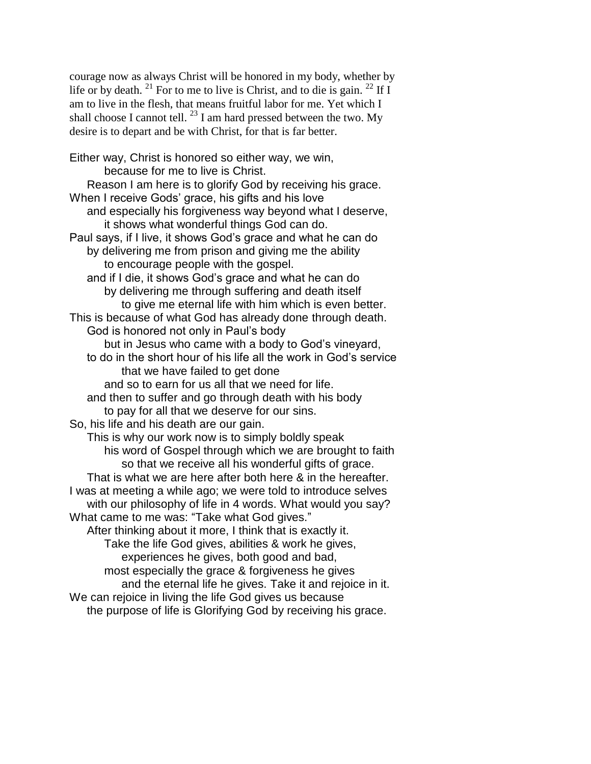courage now as always Christ will be honored in my body, whether by life or by death. [21] For to me to live is Christ, and to die is gain. [22] If I am to live in the flesh, that means fruitful labor for me. Yet which I shall choose I cannot tell. [23] I am hard pressed between the two. My desire is to depart and be with Christ, for that is far better.

Either way, Christ is honored so either way, we win,
because for me to live is Christ.
Reason I am here is to glorify God by receiving his grace.
When I receive Gods' grace, his gifts and his love
and especially his forgiveness way beyond what I deserve,
it shows what wonderful things God can do.
Paul says, if I live, it shows God's grace and what he can do
by delivering me from prison and giving me the ability
to encourage people with the gospel.
and if I die, it shows God's grace and what he can do
by delivering me through suffering and death itself
to give me eternal life with him which is even better.
This is because of what God has already done through death.
God is honored not only in Paul's body
but in Jesus who came with a body to God's vineyard,
to do in the short hour of his life all the work in God's service
that we have failed to get done
and so to earn for us all that we need for life.
and then to suffer and go through death with his body
to pay for all that we deserve for our sins.
So, his life and his death are our gain.
This is why our work now is to simply boldly speak
his word of Gospel through which we are brought to faith
so that we receive all his wonderful gifts of grace.
That is what we are here after both here & in the hereafter.
I was at meeting a while ago; we were told to introduce selves
with our philosophy of life in 4 words. What would you say?
What came to me was: "Take what God gives."
After thinking about it more, I think that is exactly it.
Take the life God gives, abilities & work he gives,
experiences he gives, both good and bad,
most especially the grace & forgiveness he gives
and the eternal life he gives. Take it and rejoice in it.
We can rejoice in living the life God gives us because
the purpose of life is Glorifying God by receiving his grace.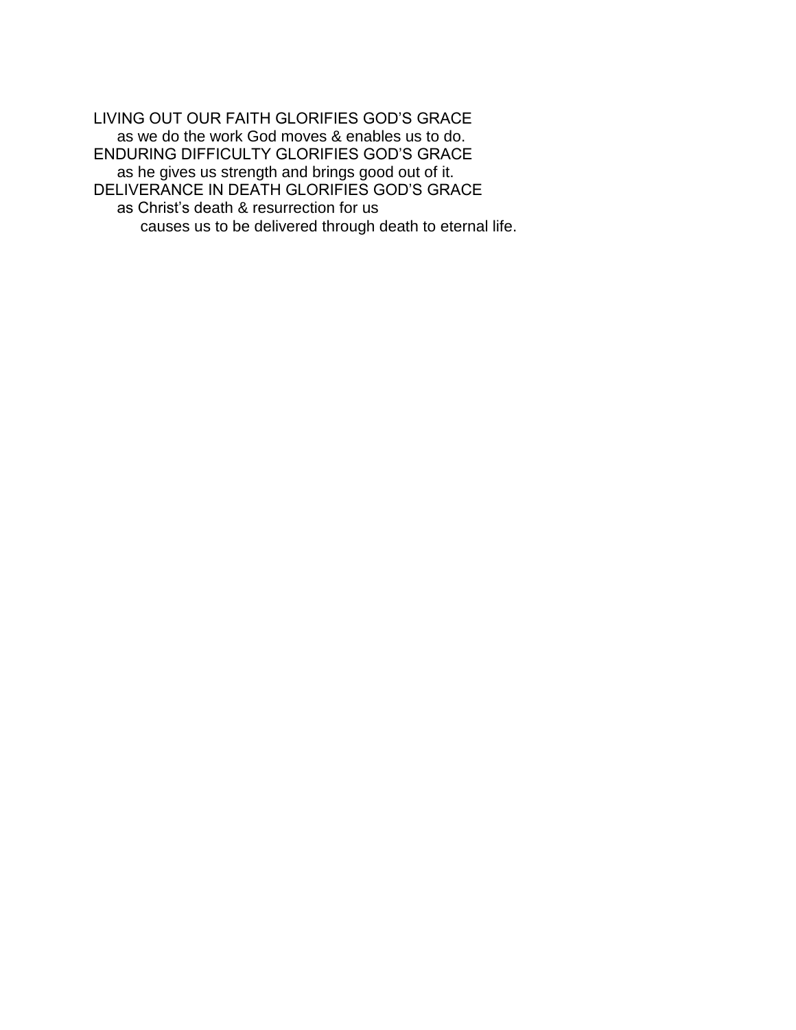LIVING OUT OUR FAITH GLORIFIES GOD'S GRACE
as we do the work God moves & enables us to do.
ENDURING DIFFICULTY GLORIFIES GOD'S GRACE
as he gives us strength and brings good out of it.
DELIVERANCE IN DEATH GLORIFIES GOD'S GRACE
as Christ's death & resurrection for us
causes us to be delivered through death to eternal life.